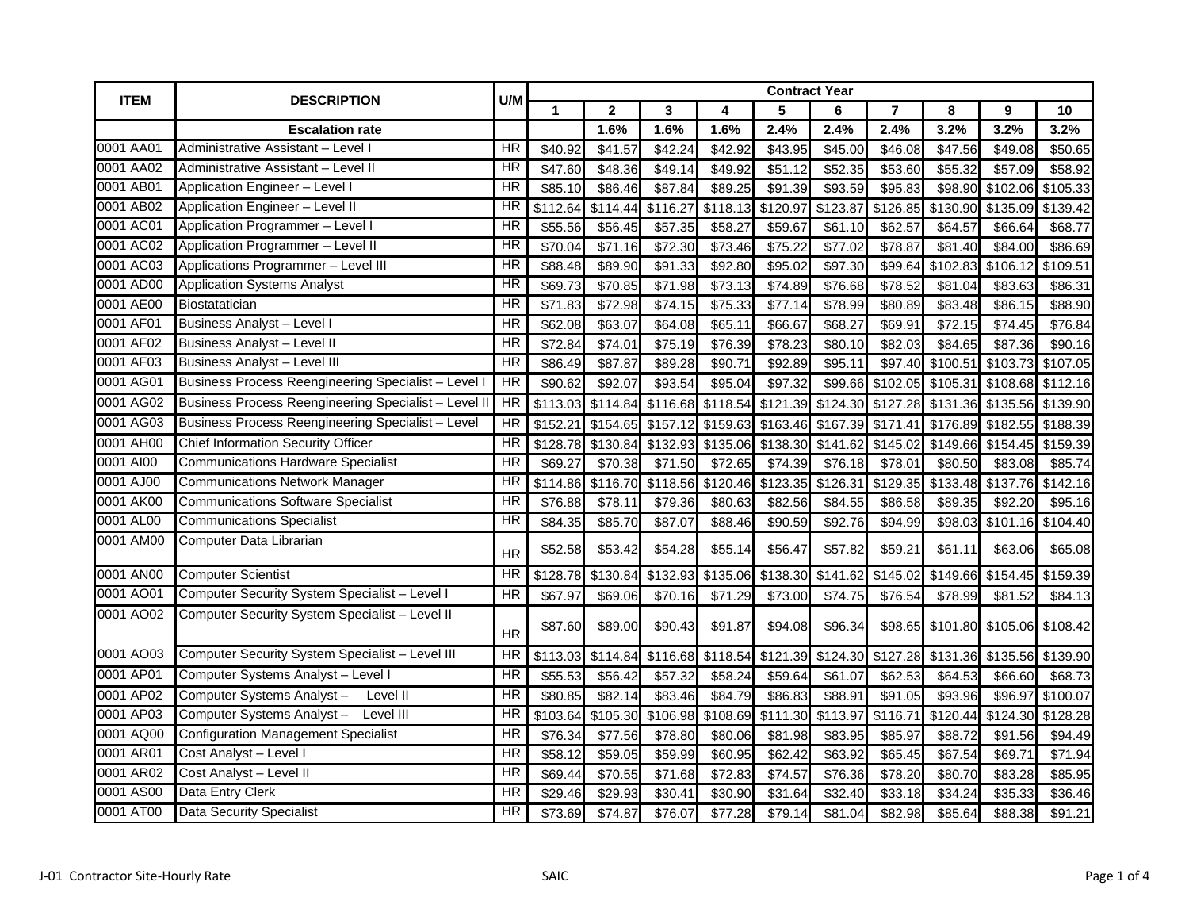| ITEM | DESCRIPTION | U/M | Contract Year | | | | | | | | | |
|---|---|---|---|---|---|---|---|---|---|---|---|---|
| | | | 1 | 2 | 3 | 4 | 5 | 6 | 7 | 8 | 9 | 10 |
| | **Escalation rate** | | | 1.6% | 1.6% | 1.6% | 2.4% | 2.4% | 2.4% | 3.2% | 3.2% | 3.2% |
| 0001 AA01 | Administrative Assistant – Level I | HR | $40.92 | $41.57 | $42.24 | $42.92 | $43.95 | $45.00 | $46.08 | $47.56 | $49.08 | $50.65 |
| 0001 AA02 | Administrative Assistant – Level II | HR | $47.60 | $48.36 | $49.14 | $49.92 | $51.12 | $52.35 | $53.60 | $55.32 | $57.09 | $58.92 |
| 0001 AB01 | Application Engineer – Level I | HR | $85.10 | $86.46 | $87.84 | $89.25 | $91.39 | $93.59 | $95.83 | $98.90 | $102.06 | $105.33 |
| 0001 AB02 | Application Engineer – Level II | HR | $112.64 | $114.44 | $116.27 | $118.13 | $120.97 | $123.87 | $126.85 | $130.90 | $135.09 | $139.42 |
| 0001 AC01 | Application Programmer – Level I | HR | $55.56 | $56.45 | $57.35 | $58.27 | $59.67 | $61.10 | $62.57 | $64.57 | $66.64 | $68.77 |
| 0001 AC02 | Application Programmer – Level II | HR | $70.04 | $71.16 | $72.30 | $73.46 | $75.22 | $77.02 | $78.87 | $81.40 | $84.00 | $86.69 |
| 0001 AC03 | Applications Programmer – Level III | HR | $88.48 | $89.90 | $91.33 | $92.80 | $95.02 | $97.30 | $99.64 | $102.83 | $106.12 | $109.51 |
| 0001 AD00 | Application Systems Analyst | HR | $69.73 | $70.85 | $71.98 | $73.13 | $74.89 | $76.68 | $78.52 | $81.04 | $83.63 | $86.31 |
| 0001 AE00 | Biostatatician | HR | $71.83 | $72.98 | $74.15 | $75.33 | $77.14 | $78.99 | $80.89 | $83.48 | $86.15 | $88.90 |
| 0001 AF01 | Business Analyst – Level I | HR | $62.08 | $63.07 | $64.08 | $65.11 | $66.67 | $68.27 | $69.91 | $72.15 | $74.45 | $76.84 |
| 0001 AF02 | Business Analyst – Level II | HR | $72.84 | $74.01 | $75.19 | $76.39 | $78.23 | $80.10 | $82.03 | $84.65 | $87.36 | $90.16 |
| 0001 AF03 | Business Analyst – Level III | HR | $86.49 | $87.87 | $89.28 | $90.71 | $92.89 | $95.11 | $97.40 | $100.51 | $103.73 | $107.05 |
| 0001 AG01 | Business Process Reengineering Specialist – Level I | HR | $90.62 | $92.07 | $93.54 | $95.04 | $97.32 | $99.66 | $102.05 | $105.31 | $108.68 | $112.16 |
| 0001 AG02 | Business Process Reengineering Specialist – Level II | HR | $113.03 | $114.84 | $116.68 | $118.54 | $121.39 | $124.30 | $127.28 | $131.36 | $135.56 | $139.90 |
| 0001 AG03 | Business Process Reengineering Specialist – Level | HR | $152.21 | $154.65 | $157.12 | $159.63 | $163.46 | $167.39 | $171.41 | $176.89 | $182.55 | $188.39 |
| 0001 AH00 | Chief Information Security Officer | HR | $128.78 | $130.84 | $132.93 | $135.06 | $138.30 | $141.62 | $145.02 | $149.66 | $154.45 | $159.39 |
| 0001 AI00 | Communications Hardware Specialist | HR | $69.27 | $70.38 | $71.50 | $72.65 | $74.39 | $76.18 | $78.01 | $80.50 | $83.08 | $85.74 |
| 0001 AJ00 | Communications Network Manager | HR | $114.86 | $116.70 | $118.56 | $120.46 | $123.35 | $126.31 | $129.35 | $133.48 | $137.76 | $142.16 |
| 0001 AK00 | Communications Software Specialist | HR | $76.88 | $78.11 | $79.36 | $80.63 | $82.56 | $84.55 | $86.58 | $89.35 | $92.20 | $95.16 |
| 0001 AL00 | Communications Specialist | HR | $84.35 | $85.70 | $87.07 | $88.46 | $90.59 | $92.76 | $94.99 | $98.03 | $101.16 | $104.40 |
| 0001 AM00 | Computer Data Librarian | HR | $52.58 | $53.42 | $54.28 | $55.14 | $56.47 | $57.82 | $59.21 | $61.11 | $63.06 | $65.08 |
| 0001 AN00 | Computer Scientist | HR | $128.78 | $130.84 | $132.93 | $135.06 | $138.30 | $141.62 | $145.02 | $149.66 | $154.45 | $159.39 |
| 0001 AO01 | Computer Security System Specialist – Level I | HR | $67.97 | $69.06 | $70.16 | $71.29 | $73.00 | $74.75 | $76.54 | $78.99 | $81.52 | $84.13 |
| 0001 AO02 | Computer Security System Specialist – Level II | HR | $87.60 | $89.00 | $90.43 | $91.87 | $94.08 | $96.34 | $98.65 | $101.80 | $105.06 | $108.42 |
| 0001 AO03 | Computer Security System Specialist – Level III | HR | $113.03 | $114.84 | $116.68 | $118.54 | $121.39 | $124.30 | $127.28 | $131.36 | $135.56 | $139.90 |
| 0001 AP01 | Computer Systems Analyst – Level I | HR | $55.53 | $56.42 | $57.32 | $58.24 | $59.64 | $61.07 | $62.53 | $64.53 | $66.60 | $68.73 |
| 0001 AP02 | Computer Systems Analyst – Level II | HR | $80.85 | $82.14 | $83.46 | $84.79 | $86.83 | $88.91 | $91.05 | $93.96 | $96.97 | $100.07 |
| 0001 AP03 | Computer Systems Analyst – Level III | HR | $103.64 | $105.30 | $106.98 | $108.69 | $111.30 | $113.97 | $116.71 | $120.44 | $124.30 | $128.28 |
| 0001 AQ00 | Configuration Management Specialist | HR | $76.34 | $77.56 | $78.80 | $80.06 | $81.98 | $83.95 | $85.97 | $88.72 | $91.56 | $94.49 |
| 0001 AR01 | Cost Analyst – Level I | HR | $58.12 | $59.05 | $59.99 | $60.95 | $62.42 | $63.92 | $65.45 | $67.54 | $69.71 | $71.94 |
| 0001 AR02 | Cost Analyst – Level II | HR | $69.44 | $70.55 | $71.68 | $72.83 | $74.57 | $76.36 | $78.20 | $80.70 | $83.28 | $85.95 |
| 0001 AS00 | Data Entry Clerk | HR | $29.46 | $29.93 | $30.41 | $30.90 | $31.64 | $32.40 | $33.18 | $34.24 | $35.33 | $36.46 |
| 0001 AT00 | Data Security Specialist | HR | $73.69 | $74.87 | $76.07 | $77.28 | $79.14 | $81.04 | $82.98 | $85.64 | $88.38 | $91.21 |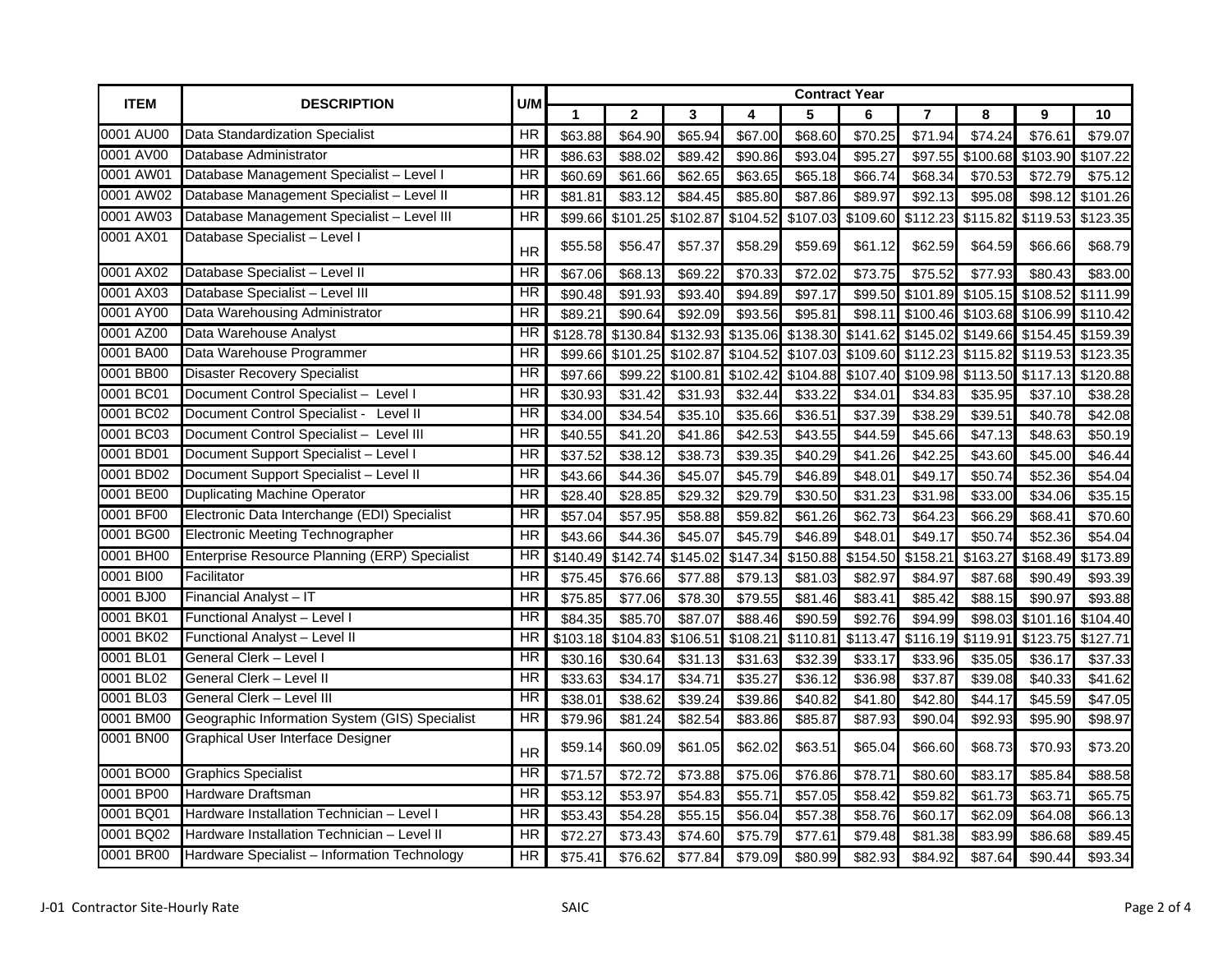| ITEM | DESCRIPTION | U/M | Contract Year | | | | | | | | | |
|---|---|---|---|---|---|---|---|---|---|---|---|---|
| | | | 1 | 2 | 3 | 4 | 5 | 6 | 7 | 8 | 9 | 10 |
| 0001 AU00 | Data Standardization Specialist | HR | $63.88 | $64.90 | $65.94 | $67.00 | $68.60 | $70.25 | $71.94 | $74.24 | $76.61 | $79.07 |
| 0001 AV00 | Database Administrator | HR | $86.63 | $88.02 | $89.42 | $90.86 | $93.04 | $95.27 | $97.55 | $100.68 | $103.90 | $107.22 |
| 0001 AW01 | Database Management Specialist – Level I | HR | $60.69 | $61.66 | $62.65 | $63.65 | $65.18 | $66.74 | $68.34 | $70.53 | $72.79 | $75.12 |
| 0001 AW02 | Database Management Specialist – Level II | HR | $81.81 | $83.12 | $84.45 | $85.80 | $87.86 | $89.97 | $92.13 | $95.08 | $98.12 | $101.26 |
| 0001 AW03 | Database Management Specialist – Level III | HR | $99.66 | $101.25 | $102.87 | $104.52 | $107.03 | $109.60 | $112.23 | $115.82 | $119.53 | $123.35 |
| 0001 AX01 | Database Specialist – Level I | HR | $55.58 | $56.47 | $57.37 | $58.29 | $59.69 | $61.12 | $62.59 | $64.59 | $66.66 | $68.79 |
| 0001 AX02 | Database Specialist – Level II | HR | $67.06 | $68.13 | $69.22 | $70.33 | $72.02 | $73.75 | $75.52 | $77.93 | $80.43 | $83.00 |
| 0001 AX03 | Database Specialist – Level III | HR | $90.48 | $91.93 | $93.40 | $94.89 | $97.17 | $99.50 | $101.89 | $105.15 | $108.52 | $111.99 |
| 0001 AY00 | Data Warehousing Administrator | HR | $89.21 | $90.64 | $92.09 | $93.56 | $95.81 | $98.11 | $100.46 | $103.68 | $106.99 | $110.42 |
| 0001 AZ00 | Data Warehouse Analyst | HR | $128.78 | $130.84 | $132.93 | $135.06 | $138.30 | $141.62 | $145.02 | $149.66 | $154.45 | $159.39 |
| 0001 BA00 | Data Warehouse Programmer | HR | $99.66 | $101.25 | $102.87 | $104.52 | $107.03 | $109.60 | $112.23 | $115.82 | $119.53 | $123.35 |
| 0001 BB00 | Disaster Recovery Specialist | HR | $97.66 | $99.22 | $100.81 | $102.42 | $104.88 | $107.40 | $109.98 | $113.50 | $117.13 | $120.88 |
| 0001 BC01 | Document Control Specialist – Level I | HR | $30.93 | $31.42 | $31.93 | $32.44 | $33.22 | $34.01 | $34.83 | $35.95 | $37.10 | $38.28 |
| 0001 BC02 | Document Control Specialist - Level II | HR | $34.00 | $34.54 | $35.10 | $35.66 | $36.51 | $37.39 | $38.29 | $39.51 | $40.78 | $42.08 |
| 0001 BC03 | Document Control Specialist – Level III | HR | $40.55 | $41.20 | $41.86 | $42.53 | $43.55 | $44.59 | $45.66 | $47.13 | $48.63 | $50.19 |
| 0001 BD01 | Document Support Specialist – Level I | HR | $37.52 | $38.12 | $38.73 | $39.35 | $40.29 | $41.26 | $42.25 | $43.60 | $45.00 | $46.44 |
| 0001 BD02 | Document Support Specialist – Level II | HR | $43.66 | $44.36 | $45.07 | $45.79 | $46.89 | $48.01 | $49.17 | $50.74 | $52.36 | $54.04 |
| 0001 BE00 | Duplicating Machine Operator | HR | $28.40 | $28.85 | $29.32 | $29.79 | $30.50 | $31.23 | $31.98 | $33.00 | $34.06 | $35.15 |
| 0001 BF00 | Electronic Data Interchange (EDI) Specialist | HR | $57.04 | $57.95 | $58.88 | $59.82 | $61.26 | $62.73 | $64.23 | $66.29 | $68.41 | $70.60 |
| 0001 BG00 | Electronic Meeting Technographer | HR | $43.66 | $44.36 | $45.07 | $45.79 | $46.89 | $48.01 | $49.17 | $50.74 | $52.36 | $54.04 |
| 0001 BH00 | Enterprise Resource Planning (ERP) Specialist | HR | $140.49 | $142.74 | $145.02 | $147.34 | $150.88 | $154.50 | $158.21 | $163.27 | $168.49 | $173.89 |
| 0001 BI00 | Facilitator | HR | $75.45 | $76.66 | $77.88 | $79.13 | $81.03 | $82.97 | $84.97 | $87.68 | $90.49 | $93.39 |
| 0001 BJ00 | Financial Analyst – IT | HR | $75.85 | $77.06 | $78.30 | $79.55 | $81.46 | $83.41 | $85.42 | $88.15 | $90.97 | $93.88 |
| 0001 BK01 | Functional Analyst – Level I | HR | $84.35 | $85.70 | $87.07 | $88.46 | $90.59 | $92.76 | $94.99 | $98.03 | $101.16 | $104.40 |
| 0001 BK02 | Functional Analyst – Level II | HR | $103.18 | $104.83 | $106.51 | $108.21 | $110.81 | $113.47 | $116.19 | $119.91 | $123.75 | $127.71 |
| 0001 BL01 | General Clerk – Level I | HR | $30.16 | $30.64 | $31.13 | $31.63 | $32.39 | $33.17 | $33.96 | $35.05 | $36.17 | $37.33 |
| 0001 BL02 | General Clerk – Level II | HR | $33.63 | $34.17 | $34.71 | $35.27 | $36.12 | $36.98 | $37.87 | $39.08 | $40.33 | $41.62 |
| 0001 BL03 | General Clerk – Level III | HR | $38.01 | $38.62 | $39.24 | $39.86 | $40.82 | $41.80 | $42.80 | $44.17 | $45.59 | $47.05 |
| 0001 BM00 | Geographic Information System (GIS) Specialist | HR | $79.96 | $81.24 | $82.54 | $83.86 | $85.87 | $87.93 | $90.04 | $92.93 | $95.90 | $98.97 |
| 0001 BN00 | Graphical User Interface Designer | HR | $59.14 | $60.09 | $61.05 | $62.02 | $63.51 | $65.04 | $66.60 | $68.73 | $70.93 | $73.20 |
| 0001 BO00 | Graphics Specialist | HR | $71.57 | $72.72 | $73.88 | $75.06 | $76.86 | $78.71 | $80.60 | $83.17 | $85.84 | $88.58 |
| 0001 BP00 | Hardware Draftsman | HR | $53.12 | $53.97 | $54.83 | $55.71 | $57.05 | $58.42 | $59.82 | $61.73 | $63.71 | $65.75 |
| 0001 BQ01 | Hardware Installation Technician – Level I | HR | $53.43 | $54.28 | $55.15 | $56.04 | $57.38 | $58.76 | $60.17 | $62.09 | $64.08 | $66.13 |
| 0001 BQ02 | Hardware Installation Technician – Level II | HR | $72.27 | $73.43 | $74.60 | $75.79 | $77.61 | $79.48 | $81.38 | $83.99 | $86.68 | $89.45 |
| 0001 BR00 | Hardware Specialist – Information Technology | HR | $75.41 | $76.62 | $77.84 | $79.09 | $80.99 | $82.93 | $84.92 | $87.64 | $90.44 | $93.34 |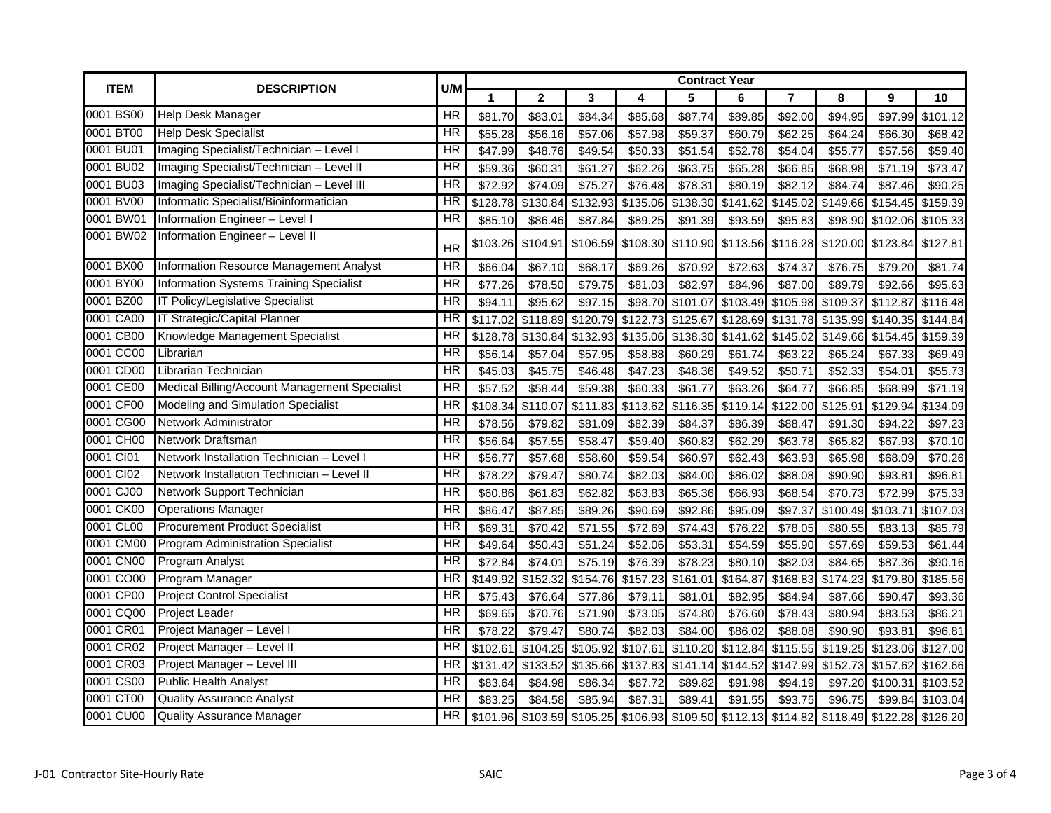| ITEM | DESCRIPTION | U/M | Contract Year | | | | | | | | | |
|---|---|---|---|---|---|---|---|---|---|---|---|---|
| | | | 1 | 2 | 3 | 4 | 5 | 6 | 7 | 8 | 9 | 10 |
| 0001 BS00 | Help Desk Manager | HR | $81.70 | $83.01 | $84.34 | $85.68 | $87.74 | $89.85 | $92.00 | $94.95 | $97.99 | $101.12 |
| 0001 BT00 | Help Desk Specialist | HR | $55.28 | $56.16 | $57.06 | $57.98 | $59.37 | $60.79 | $62.25 | $64.24 | $66.30 | $68.42 |
| 0001 BU01 | Imaging Specialist/Technician – Level I | HR | $47.99 | $48.76 | $49.54 | $50.33 | $51.54 | $52.78 | $54.04 | $55.77 | $57.56 | $59.40 |
| 0001 BU02 | Imaging Specialist/Technician – Level II | HR | $59.36 | $60.31 | $61.27 | $62.26 | $63.75 | $65.28 | $66.85 | $68.98 | $71.19 | $73.47 |
| 0001 BU03 | Imaging Specialist/Technician – Level III | HR | $72.92 | $74.09 | $75.27 | $76.48 | $78.31 | $80.19 | $82.12 | $84.74 | $87.46 | $90.25 |
| 0001 BV00 | Informatic Specialist/Bioinformatician | HR | $128.78 | $130.84 | $132.93 | $135.06 | $138.30 | $141.62 | $145.02 | $149.66 | $154.45 | $159.39 |
| 0001 BW01 | Information Engineer – Level I | HR | $85.10 | $86.46 | $87.84 | $89.25 | $91.39 | $93.59 | $95.83 | $98.90 | $102.06 | $105.33 |
| 0001 BW02 | Information Engineer – Level II | HR | $103.26 | $104.91 | $106.59 | $108.30 | $110.90 | $113.56 | $116.28 | $120.00 | $123.84 | $127.81 |
| 0001 BX00 | Information Resource Management Analyst | HR | $66.04 | $67.10 | $68.17 | $69.26 | $70.92 | $72.63 | $74.37 | $76.75 | $79.20 | $81.74 |
| 0001 BY00 | Information Systems Training Specialist | HR | $77.26 | $78.50 | $79.75 | $81.03 | $82.97 | $84.96 | $87.00 | $89.79 | $92.66 | $95.63 |
| 0001 BZ00 | IT Policy/Legislative Specialist | HR | $94.11 | $95.62 | $97.15 | $98.70 | $101.07 | $103.49 | $105.98 | $109.37 | $112.87 | $116.48 |
| 0001 CA00 | IT Strategic/Capital Planner | HR | $117.02 | $118.89 | $120.79 | $122.73 | $125.67 | $128.69 | $131.78 | $135.99 | $140.35 | $144.84 |
| 0001 CB00 | Knowledge Management Specialist | HR | $128.78 | $130.84 | $132.93 | $135.06 | $138.30 | $141.62 | $145.02 | $149.66 | $154.45 | $159.39 |
| 0001 CC00 | Librarian | HR | $56.14 | $57.04 | $57.95 | $58.88 | $60.29 | $61.74 | $63.22 | $65.24 | $67.33 | $69.49 |
| 0001 CD00 | Librarian Technician | HR | $45.03 | $45.75 | $46.48 | $47.23 | $48.36 | $49.52 | $50.71 | $52.33 | $54.01 | $55.73 |
| 0001 CE00 | Medical Billing/Account Management Specialist | HR | $57.52 | $58.44 | $59.38 | $60.33 | $61.77 | $63.26 | $64.77 | $66.85 | $68.99 | $71.19 |
| 0001 CF00 | Modeling and Simulation Specialist | HR | $108.34 | $110.07 | $111.83 | $113.62 | $116.35 | $119.14 | $122.00 | $125.91 | $129.94 | $134.09 |
| 0001 CG00 | Network Administrator | HR | $78.56 | $79.82 | $81.09 | $82.39 | $84.37 | $86.39 | $88.47 | $91.30 | $94.22 | $97.23 |
| 0001 CH00 | Network Draftsman | HR | $56.64 | $57.55 | $58.47 | $59.40 | $60.83 | $62.29 | $63.78 | $65.82 | $67.93 | $70.10 |
| 0001 CI01 | Network Installation Technician – Level I | HR | $56.77 | $57.68 | $58.60 | $59.54 | $60.97 | $62.43 | $63.93 | $65.98 | $68.09 | $70.26 |
| 0001 CI02 | Network Installation Technician – Level II | HR | $78.22 | $79.47 | $80.74 | $82.03 | $84.00 | $86.02 | $88.08 | $90.90 | $93.81 | $96.81 |
| 0001 CJ00 | Network Support Technician | HR | $60.86 | $61.83 | $62.82 | $63.83 | $65.36 | $66.93 | $68.54 | $70.73 | $72.99 | $75.33 |
| 0001 CK00 | Operations Manager | HR | $86.47 | $87.85 | $89.26 | $90.69 | $92.86 | $95.09 | $97.37 | $100.49 | $103.71 | $107.03 |
| 0001 CL00 | Procurement Product Specialist | HR | $69.31 | $70.42 | $71.55 | $72.69 | $74.43 | $76.22 | $78.05 | $80.55 | $83.13 | $85.79 |
| 0001 CM00 | Program Administration Specialist | HR | $49.64 | $50.43 | $51.24 | $52.06 | $53.31 | $54.59 | $55.90 | $57.69 | $59.53 | $61.44 |
| 0001 CN00 | Program Analyst | HR | $72.84 | $74.01 | $75.19 | $76.39 | $78.23 | $80.10 | $82.03 | $84.65 | $87.36 | $90.16 |
| 0001 CO00 | Program Manager | HR | $149.92 | $152.32 | $154.76 | $157.23 | $161.01 | $164.87 | $168.83 | $174.23 | $179.80 | $185.56 |
| 0001 CP00 | Project Control Specialist | HR | $75.43 | $76.64 | $77.86 | $79.11 | $81.01 | $82.95 | $84.94 | $87.66 | $90.47 | $93.36 |
| 0001 CQ00 | Project Leader | HR | $69.65 | $70.76 | $71.90 | $73.05 | $74.80 | $76.60 | $78.43 | $80.94 | $83.53 | $86.21 |
| 0001 CR01 | Project Manager – Level I | HR | $78.22 | $79.47 | $80.74 | $82.03 | $84.00 | $86.02 | $88.08 | $90.90 | $93.81 | $96.81 |
| 0001 CR02 | Project Manager – Level II | HR | $102.61 | $104.25 | $105.92 | $107.61 | $110.20 | $112.84 | $115.55 | $119.25 | $123.06 | $127.00 |
| 0001 CR03 | Project Manager – Level III | HR | $131.42 | $133.52 | $135.66 | $137.83 | $141.14 | $144.52 | $147.99 | $152.73 | $157.62 | $162.66 |
| 0001 CS00 | Public Health Analyst | HR | $83.64 | $84.98 | $86.34 | $87.72 | $89.82 | $91.98 | $94.19 | $97.20 | $100.31 | $103.52 |
| 0001 CT00 | Quality Assurance Analyst | HR | $83.25 | $84.58 | $85.94 | $87.31 | $89.41 | $91.55 | $93.75 | $96.75 | $99.84 | $103.04 |
| 0001 CU00 | Quality Assurance Manager | HR | $101.96 | $103.59 | $105.25 | $106.93 | $109.50 | $112.13 | $114.82 | $118.49 | $122.28 | $126.20 |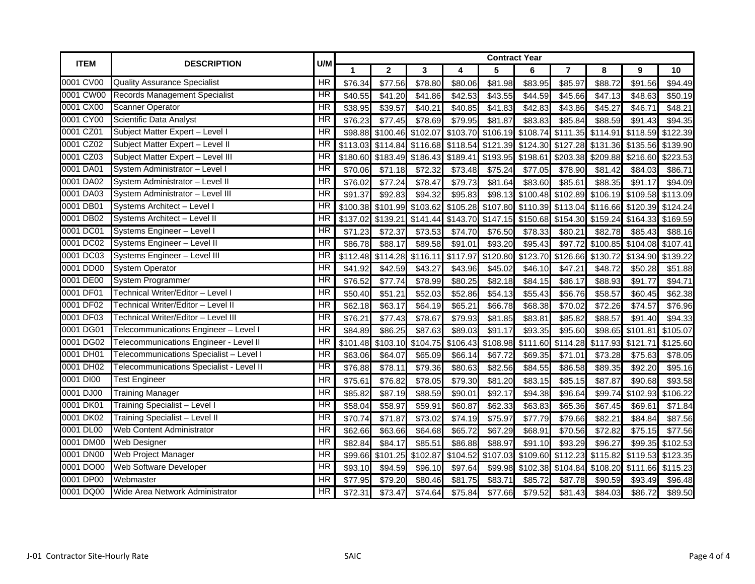| ITEM | DESCRIPTION | U/M | Contract Year | | | | | | | | | |
|---|---|---|---|---|---|---|---|---|---|---|---|---|
| | | | 1 | 2 | 3 | 4 | 5 | 6 | 7 | 8 | 9 | 10 |
| 0001 CV00 | Quality Assurance Specialist | HR | $76.34 | $77.56 | $78.80 | $80.06 | $81.98 | $83.95 | $85.97 | $88.72 | $91.56 | $94.49 |
| 0001 CW00 | Records Management Specialist | HR | $40.55 | $41.20 | $41.86 | $42.53 | $43.55 | $44.59 | $45.66 | $47.13 | $48.63 | $50.19 |
| 0001 CX00 | Scanner Operator | HR | $38.95 | $39.57 | $40.21 | $40.85 | $41.83 | $42.83 | $43.86 | $45.27 | $46.71 | $48.21 |
| 0001 CY00 | Scientific Data Analyst | HR | $76.23 | $77.45 | $78.69 | $79.95 | $81.87 | $83.83 | $85.84 | $88.59 | $91.43 | $94.35 |
| 0001 CZ01 | Subject Matter Expert – Level I | HR | $98.88 | $100.46 | $102.07 | $103.70 | $106.19 | $108.74 | $111.35 | $114.91 | $118.59 | $122.39 |
| 0001 CZ02 | Subject Matter Expert – Level II | HR | $113.03 | $114.84 | $116.68 | $118.54 | $121.39 | $124.30 | $127.28 | $131.36 | $135.56 | $139.90 |
| 0001 CZ03 | Subject Matter Expert – Level III | HR | $180.60 | $183.49 | $186.43 | $189.41 | $193.95 | $198.61 | $203.38 | $209.88 | $216.60 | $223.53 |
| 0001 DA01 | System Administrator – Level I | HR | $70.06 | $71.18 | $72.32 | $73.48 | $75.24 | $77.05 | $78.90 | $81.42 | $84.03 | $86.71 |
| 0001 DA02 | System Administrator – Level II | HR | $76.02 | $77.24 | $78.47 | $79.73 | $81.64 | $83.60 | $85.61 | $88.35 | $91.17 | $94.09 |
| 0001 DA03 | System Administrator – Level III | HR | $91.37 | $92.83 | $94.32 | $95.83 | $98.13 | $100.48 | $102.89 | $106.19 | $109.58 | $113.09 |
| 0001 DB01 | Systems Architect – Level I | HR | $100.38 | $101.99 | $103.62 | $105.28 | $107.80 | $110.39 | $113.04 | $116.66 | $120.39 | $124.24 |
| 0001 DB02 | Systems Architect – Level II | HR | $137.02 | $139.21 | $141.44 | $143.70 | $147.15 | $150.68 | $154.30 | $159.24 | $164.33 | $169.59 |
| 0001 DC01 | Systems Engineer – Level I | HR | $71.23 | $72.37 | $73.53 | $74.70 | $76.50 | $78.33 | $80.21 | $82.78 | $85.43 | $88.16 |
| 0001 DC02 | Systems Engineer – Level II | HR | $86.78 | $88.17 | $89.58 | $91.01 | $93.20 | $95.43 | $97.72 | $100.85 | $104.08 | $107.41 |
| 0001 DC03 | Systems Engineer – Level III | HR | $112.48 | $114.28 | $116.11 | $117.97 | $120.80 | $123.70 | $126.66 | $130.72 | $134.90 | $139.22 |
| 0001 DD00 | System Operator | HR | $41.92 | $42.59 | $43.27 | $43.96 | $45.02 | $46.10 | $47.21 | $48.72 | $50.28 | $51.88 |
| 0001 DE00 | System Programmer | HR | $76.52 | $77.74 | $78.99 | $80.25 | $82.18 | $84.15 | $86.17 | $88.93 | $91.77 | $94.71 |
| 0001 DF01 | Technical Writer/Editor – Level I | HR | $50.40 | $51.21 | $52.03 | $52.86 | $54.13 | $55.43 | $56.76 | $58.57 | $60.45 | $62.38 |
| 0001 DF02 | Technical Writer/Editor – Level II | HR | $62.18 | $63.17 | $64.19 | $65.21 | $66.78 | $68.38 | $70.02 | $72.26 | $74.57 | $76.96 |
| 0001 DF03 | Technical Writer/Editor – Level III | HR | $76.21 | $77.43 | $78.67 | $79.93 | $81.85 | $83.81 | $85.82 | $88.57 | $91.40 | $94.33 |
| 0001 DG01 | Telecommunications Engineer – Level I | HR | $84.89 | $86.25 | $87.63 | $89.03 | $91.17 | $93.35 | $95.60 | $98.65 | $101.81 | $105.07 |
| 0001 DG02 | Telecommunications Engineer - Level II | HR | $101.48 | $103.10 | $104.75 | $106.43 | $108.98 | $111.60 | $114.28 | $117.93 | $121.71 | $125.60 |
| 0001 DH01 | Telecommunications Specialist – Level I | HR | $63.06 | $64.07 | $65.09 | $66.14 | $67.72 | $69.35 | $71.01 | $73.28 | $75.63 | $78.05 |
| 0001 DH02 | Telecommunications Specialist - Level II | HR | $76.88 | $78.11 | $79.36 | $80.63 | $82.56 | $84.55 | $86.58 | $89.35 | $92.20 | $95.16 |
| 0001 DI00 | Test Engineer | HR | $75.61 | $76.82 | $78.05 | $79.30 | $81.20 | $83.15 | $85.15 | $87.87 | $90.68 | $93.58 |
| 0001 DJ00 | Training Manager | HR | $85.82 | $87.19 | $88.59 | $90.01 | $92.17 | $94.38 | $96.64 | $99.74 | $102.93 | $106.22 |
| 0001 DK01 | Training Specialist – Level I | HR | $58.04 | $58.97 | $59.91 | $60.87 | $62.33 | $63.83 | $65.36 | $67.45 | $69.61 | $71.84 |
| 0001 DK02 | Training Specialist – Level II | HR | $70.74 | $71.87 | $73.02 | $74.19 | $75.97 | $77.79 | $79.66 | $82.21 | $84.84 | $87.56 |
| 0001 DL00 | Web Content Administrator | HR | $62.66 | $63.66 | $64.68 | $65.72 | $67.29 | $68.91 | $70.56 | $72.82 | $75.15 | $77.56 |
| 0001 DM00 | Web Designer | HR | $82.84 | $84.17 | $85.51 | $86.88 | $88.97 | $91.10 | $93.29 | $96.27 | $99.35 | $102.53 |
| 0001 DN00 | Web Project Manager | HR | $99.66 | $101.25 | $102.87 | $104.52 | $107.03 | $109.60 | $112.23 | $115.82 | $119.53 | $123.35 |
| 0001 DO00 | Web Software Developer | HR | $93.10 | $94.59 | $96.10 | $97.64 | $99.98 | $102.38 | $104.84 | $108.20 | $111.66 | $115.23 |
| 0001 DP00 | Webmaster | HR | $77.95 | $79.20 | $80.46 | $81.75 | $83.71 | $85.72 | $87.78 | $90.59 | $93.49 | $96.48 |
| 0001 DQ00 | Wide Area Network Administrator | HR | $72.31 | $73.47 | $74.64 | $75.84 | $77.66 | $79.52 | $81.43 | $84.03 | $86.72 | $89.50 |